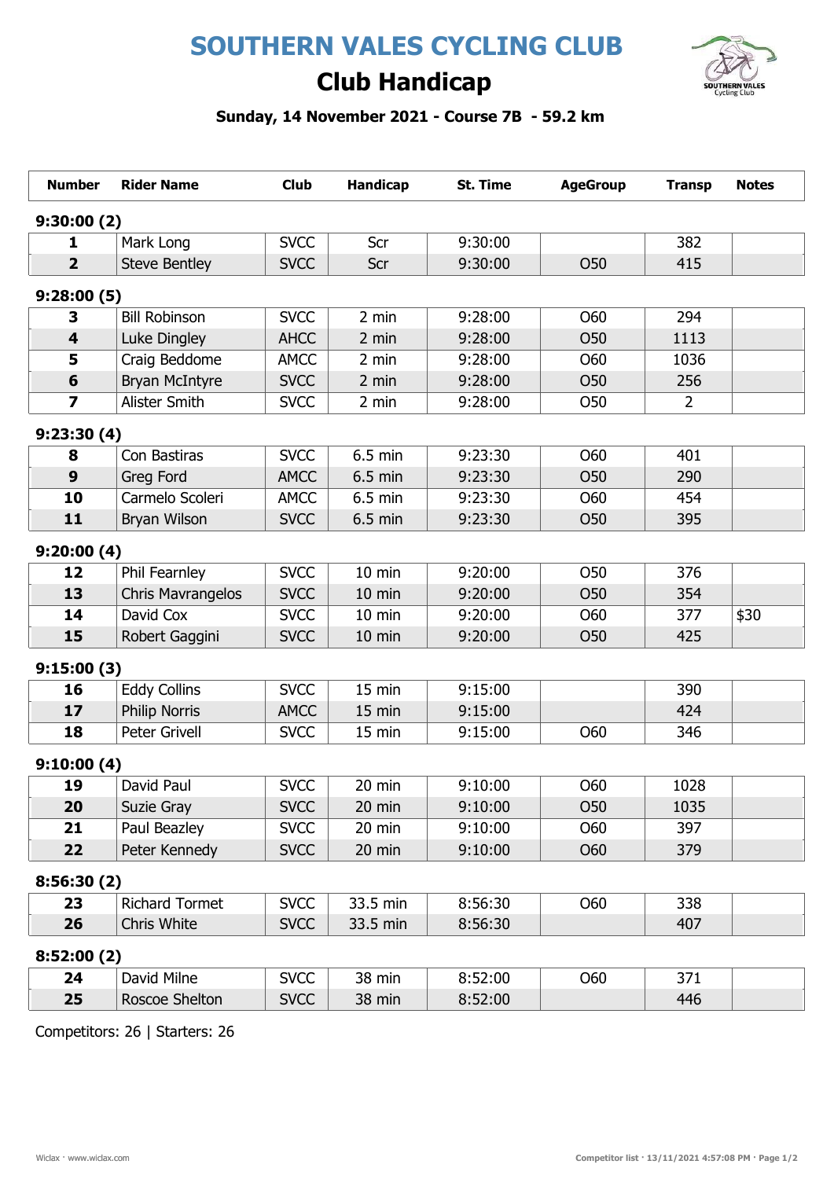# SOUTHERN VALES CYCLING CLUB

## Club Handicap

### Sunday, 14 November 2021 - Course 7B - 59.2 km

| Number | Rider Name | Club | Handicap | St. Time | AgeGroup | Transp | Notes |
|---|---|---|---|---|---|---|---|
| **9:30:00 (2)** | | | | | | | |
| **1** | Mark Long | SVCC | Scr | 9:30:00 | | 382 | |
| **2** | Steve Bentley | SVCC | Scr | 9:30:00 | O50 | 415 | |
| **9:28:00 (5)** | | | | | | | |
| **3** | Bill Robinson | SVCC | 2 min | 9:28:00 | O60 | 294 | |
| **4** | Luke Dingley | AHCC | 2 min | 9:28:00 | O50 | 1113 | |
| **5** | Craig Beddome | AMCC | 2 min | 9:28:00 | O60 | 1036 | |
| **6** | Bryan McIntyre | SVCC | 2 min | 9:28:00 | O50 | 256 | |
| **7** | Alister Smith | SVCC | 2 min | 9:28:00 | O50 | 2 | |
| **9:23:30 (4)** | | | | | | | |
| **8** | Con Bastiras | SVCC | 6.5 min | 9:23:30 | O60 | 401 | |
| **9** | Greg Ford | AMCC | 6.5 min | 9:23:30 | O50 | 290 | |
| **10** | Carmelo Scoleri | AMCC | 6.5 min | 9:23:30 | O60 | 454 | |
| **11** | Bryan Wilson | SVCC | 6.5 min | 9:23:30 | O50 | 395 | |
| **9:20:00 (4)** | | | | | | | |
| **12** | Phil Fearnley | SVCC | 10 min | 9:20:00 | O50 | 376 | |
| **13** | Chris Mavrangelos | SVCC | 10 min | 9:20:00 | O50 | 354 | |
| **14** | David Cox | SVCC | 10 min | 9:20:00 | O60 | 377 | $30 |
| **15** | Robert Gaggini | SVCC | 10 min | 9:20:00 | O50 | 425 | |
| **9:15:00 (3)** | | | | | | | |
| **16** | Eddy Collins | SVCC | 15 min | 9:15:00 | | 390 | |
| **17** | Philip Norris | AMCC | 15 min | 9:15:00 | | 424 | |
| **18** | Peter Grivell | SVCC | 15 min | 9:15:00 | O60 | 346 | |
| **9:10:00 (4)** | | | | | | | |
| **19** | David Paul | SVCC | 20 min | 9:10:00 | O60 | 1028 | |
| **20** | Suzie Gray | SVCC | 20 min | 9:10:00 | O50 | 1035 | |
| **21** | Paul Beazley | SVCC | 20 min | 9:10:00 | O60 | 397 | |
| **22** | Peter Kennedy | SVCC | 20 min | 9:10:00 | O60 | 379 | |
| **8:56:30 (2)** | | | | | | | |
| **23** | Richard Tormet | SVCC | 33.5 min | 8:56:30 | O60 | 338 | |
| **26** | Chris White | SVCC | 33.5 min | 8:56:30 | | 407 | |
| **8:52:00 (2)** | | | | | | | |
| **24** | David Milne | SVCC | 38 min | 8:52:00 | O60 | 371 | |
| **25** | Roscoe Shelton | SVCC | 38 min | 8:52:00 | | 446 | |

Competitors: 26 | Starters: 26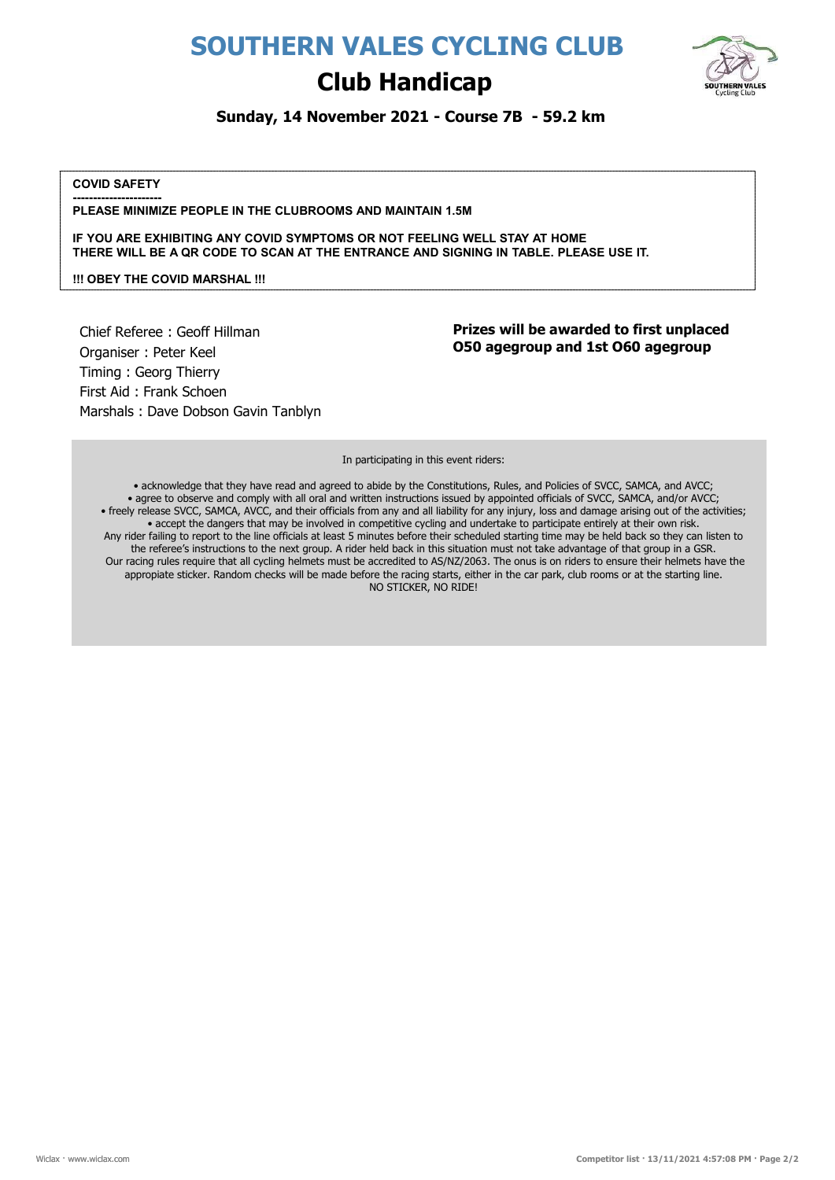# SOUTHERN VALES CYCLING CLUB

## Club Handicap

### Sunday, 14 November 2021 - Course 7B - 59.2 km

**COVID SAFETY**

**----------------------**

**PLEASE MINIMIZE PEOPLE IN THE CLUBROOMS AND MAINTAIN 1.5M**

**IF YOU ARE EXHIBITING ANY COVID SYMPTOMS OR NOT FEELING WELL STAY AT HOME**
**THERE WILL BE A QR CODE TO SCAN AT THE ENTRANCE AND SIGNING IN TABLE. PLEASE USE IT.**

**!!! OBEY THE COVID MARSHAL !!!**

Chief Referee : Geoff Hillman
Organiser : Peter Keel
Timing : Georg Thierry
First Aid : Frank Schoen
Marshals : Dave Dobson Gavin Tanblyn

**Prizes will be awarded to first unplaced O50 agegroup and 1st O60 agegroup**

In participating in this event riders:

- acknowledge that they have read and agreed to abide by the Constitutions, Rules, and Policies of SVCC, SAMCA, and AVCC;
- agree to observe and comply with all oral and written instructions issued by appointed officials of SVCC, SAMCA, and/or AVCC;
- freely release SVCC, SAMCA, AVCC, and their officials from any and all liability for any injury, loss and damage arising out of the activities;
- accept the dangers that may be involved in competitive cycling and undertake to participate entirely at their own risk.

Any rider failing to report to the line officials at least 5 minutes before their scheduled starting time may be held back so they can listen to the referee's instructions to the next group. A rider held back in this situation must not take advantage of that group in a GSR.
Our racing rules require that all cycling helmets must be accredited to AS/NZ/2063. The onus is on riders to ensure their helmets have the appropiate sticker. Random checks will be made before the racing starts, either in the car park, club rooms or at the starting line.
NO STICKER, NO RIDE!